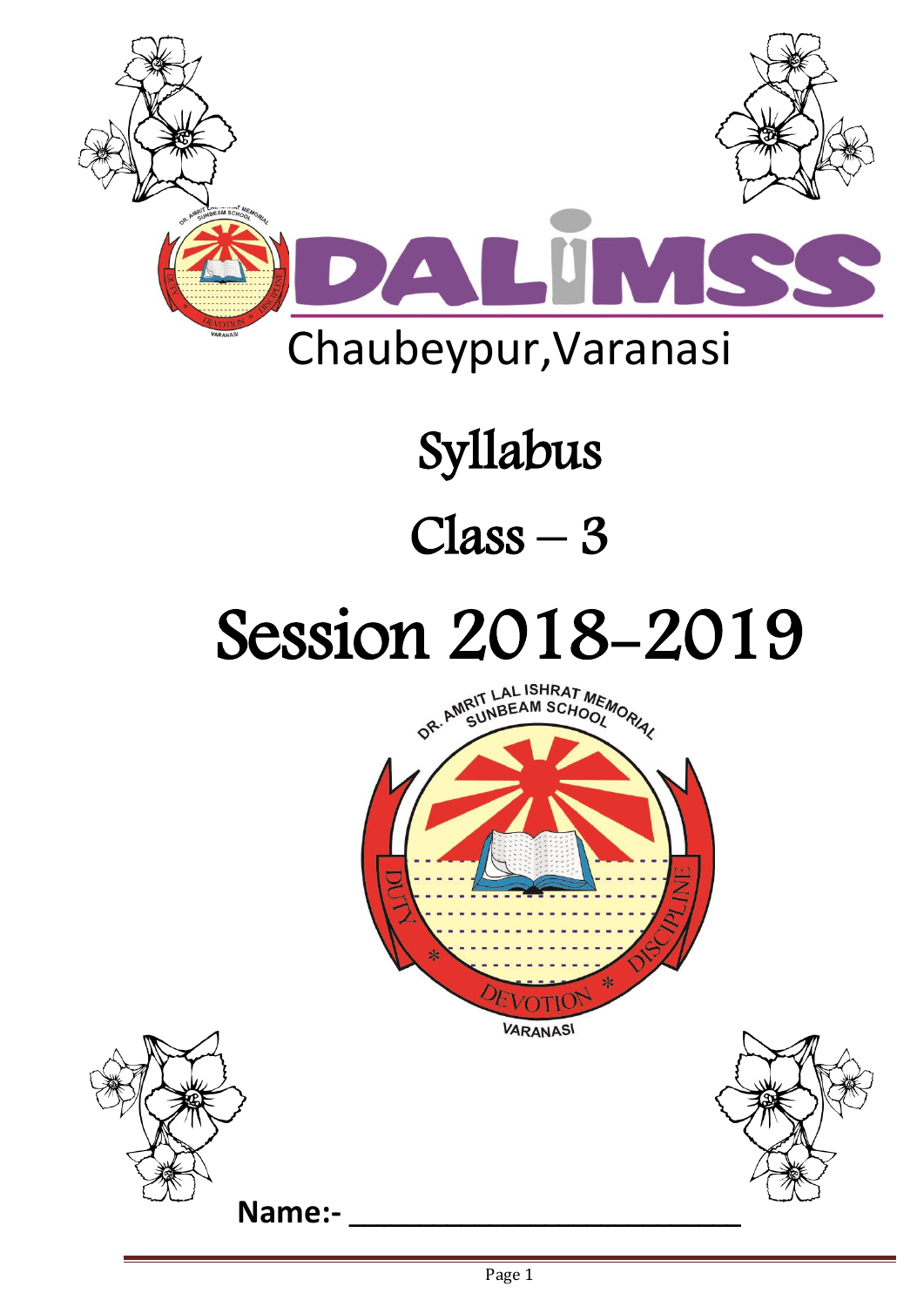# DALIMSS

Chaubeypur,Varanasi

# Syllabus

# Class – 3

# Session 2018-2019

DR. AMRIT LAL ISHRAT MEMORIAL SUNBEAM SCHOOL

DUTY * DEVOTION * DISCIPLINE

VARANASI

**Name:- ___________________________**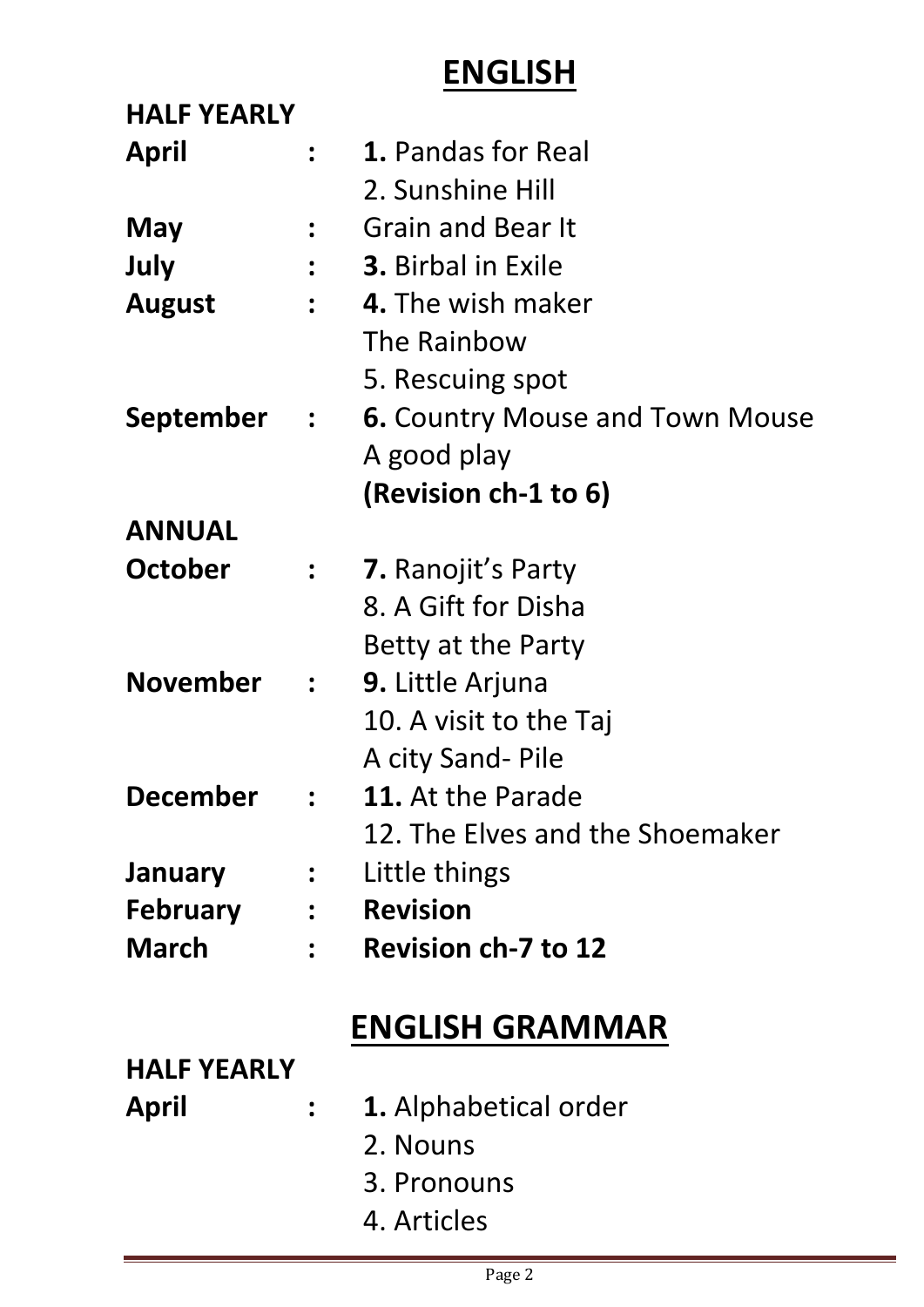# ENGLISH

**HALF YEARLY**

| | | |
|---|---|---|
| **April** | **:** | **1.** Pandas for Real |
| | | 2. Sunshine Hill |
| **May** | **:** | Grain and Bear It |
| **July** | **:** | **3.** Birbal in Exile |
| **August** | **:** | **4.** The wish maker |
| | | The Rainbow |
| | | 5. Rescuing spot |
| **September** | **:** | **6.** Country Mouse and Town Mouse |
| | | A good play |
| | | **(Revision ch-1 to 6)** |

**ANNUAL**

| | | |
|---|---|---|
| **October** | **:** | **7.** Ranojit's Party |
| | | 8. A Gift for Disha |
| | | Betty at the Party |
| **November** | **:** | **9.** Little Arjuna |
| | | 10. A visit to the Taj |
| | | A city Sand- Pile |
| **December** | **:** | **11.** At the Parade |
| | | 12. The Elves and the Shoemaker |
| **January** | **:** | Little things |
| **February** | **:** | **Revision** |
| **March** | **:** | **Revision ch-7 to 12** |

# ENGLISH GRAMMAR

**HALF YEARLY**

| | | |
|---|---|---|
| **April** | **:** | **1.** Alphabetical order |
| | | 2. Nouns |
| | | 3. Pronouns |
| | | 4. Articles |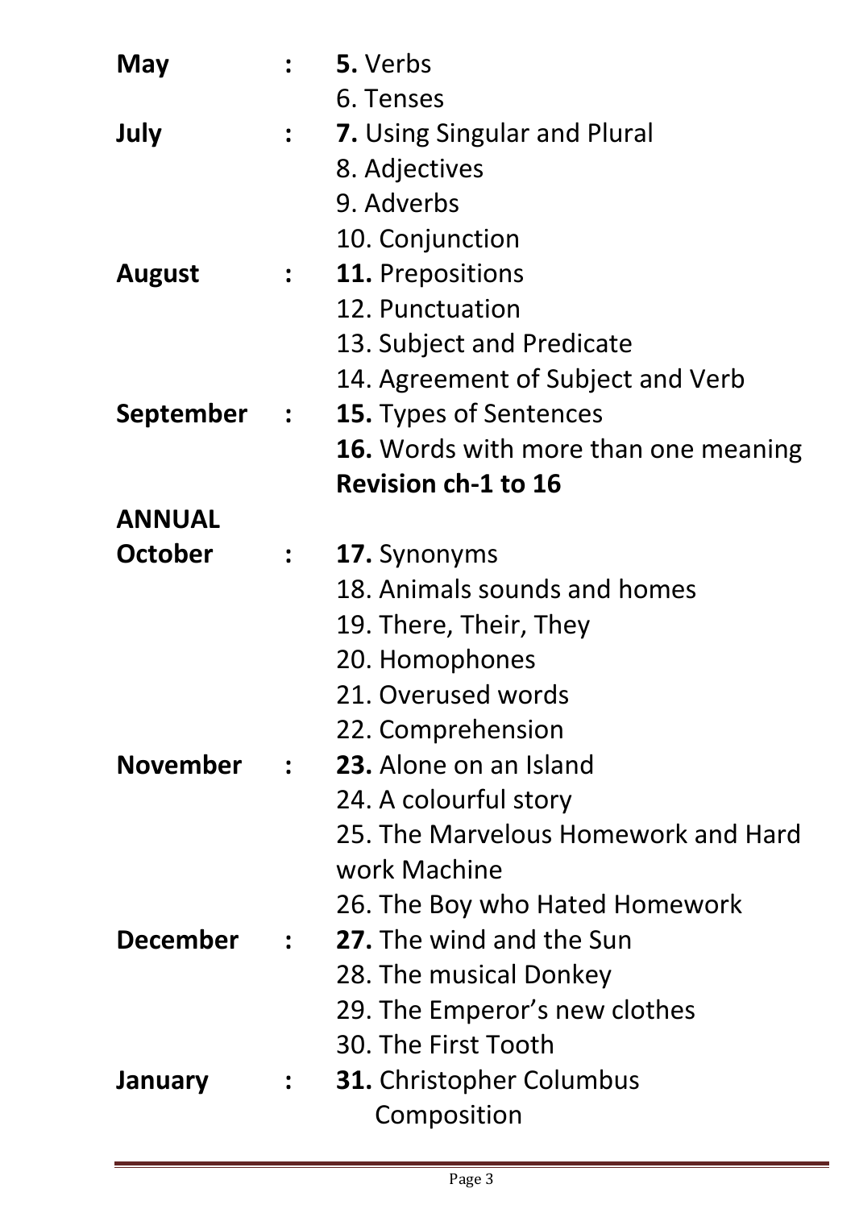**May** : **5.** Verbs
6. Tenses

**July** : **7.** Using Singular and Plural
8. Adjectives
9. Adverbs
10. Conjunction

**August** : **11.** Prepositions
12. Punctuation
13. Subject and Predicate
14. Agreement of Subject and Verb

**September** : **15.** Types of Sentences
**16.** Words with more than one meaning
**Revision ch-1 to 16**

**ANNUAL**

**October** : **17.** Synonyms
18. Animals sounds and homes
19. There, Their, They
20. Homophones
21. Overused words
22. Comprehension

**November** : **23.** Alone on an Island
24. A colourful story
25. The Marvelous Homework and Hard work Machine
26. The Boy who Hated Homework

**December** : **27.** The wind and the Sun
28. The musical Donkey
29. The Emperor's new clothes
30. The First Tooth

**January** : **31.** Christopher Columbus
Composition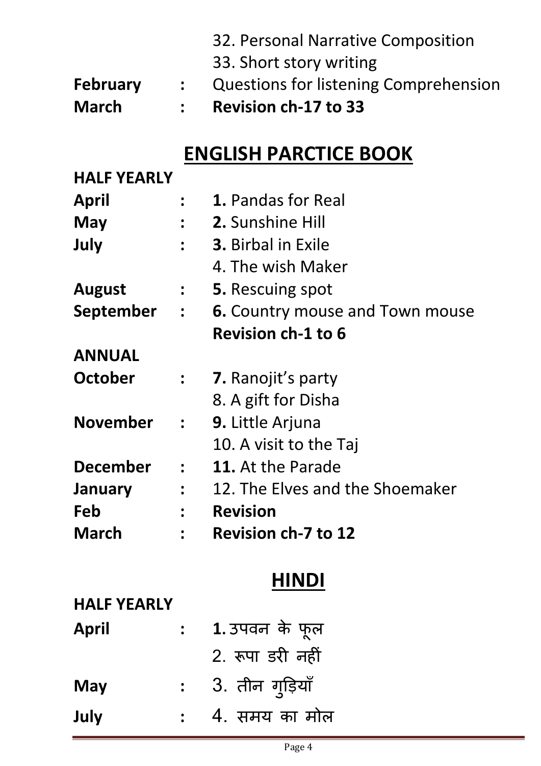| | | |
|---|---|---|
| | | 32. Personal Narrative Composition |
| | | 33. Short story writing |
| **February** | **:** | Questions for listening Comprehension |
| **March** | **:** | **Revision ch-17 to 33** |

## ENGLISH PARCTICE BOOK

**HALF YEARLY**

| | | |
|---|---|---|
| **April** | **:** | **1.** Pandas for Real |
| **May** | **:** | **2.** Sunshine Hill |
| **July** | **:** | **3.** Birbal in Exile |
| | | 4. The wish Maker |
| **August** | **:** | **5.** Rescuing spot |
| **September** | **:** | **6.** Country mouse and Town mouse |
| | | **Revision ch-1 to 6** |

**ANNUAL**

| | | |
|---|---|---|
| **October** | **:** | **7.** Ranojit's party |
| | | 8. A gift for Disha |
| **November** | **:** | **9.** Little Arjuna |
| | | 10. A visit to the Taj |
| **December** | **:** | **11.** At the Parade |
| **January** | **:** | 12. The Elves and the Shoemaker |
| **Feb** | **:** | **Revision** |
| **March** | **:** | **Revision ch-7 to 12** |

## HINDI

**HALF YEARLY**

| | | |
|---|---|---|
| **April** | **:** | **1.** उपवन के फूल |
| | | 2. रूपा डरी नहीं |
| **May** | **:** | 3. तीन गुड़ियाँ |
| **July** | **:** | 4. समय का मोल |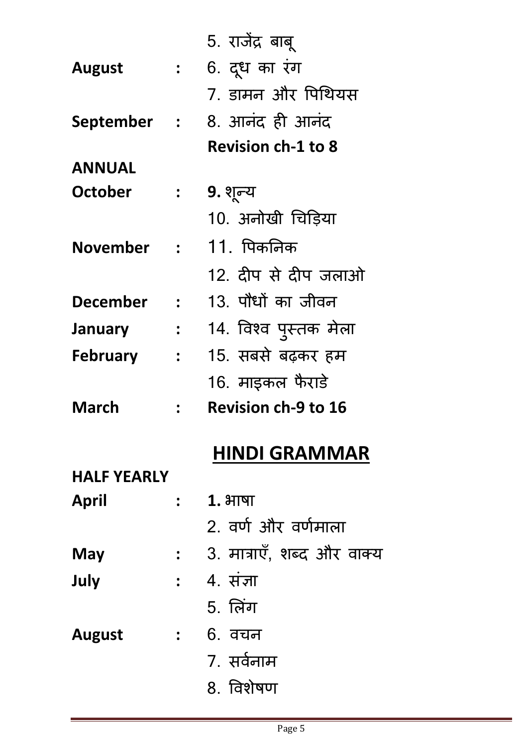| | | |
|---|---|---|
| | | 5. राजेंद्र बाबू |
| **August** | : | 6. दूध का रंग |
| | | 7. डामन और पिथियस |
| **September** | : | 8. आनंद ही आनंद |
| | | **Revision ch-1 to 8** |
| **ANNUAL** | | |
| **October** | : | **9.** शून्य |
| | | 10. अनोखी चिड़िया |
| **November** | : | 11. पिकनिक |
| | | 12. दीप से दीप जलाओ |
| **December** | : | 13. पौधों का जीवन |
| **January** | : | 14. विश्व पुस्तक मेला |
| **February** | : | 15. सबसे बढ़कर हम |
| | | 16. माइकल फैराडे |
| **March** | : | **Revision ch-9 to 16** |

## HINDI GRAMMAR

| | | |
|---|---|---|
| **HALF YEARLY** | | |
| **April** | : | **1.** भाषा |
| | | 2. वर्ण और वर्णमाला |
| **May** | : | 3. मात्राएँ, शब्द और वाक्य |
| **July** | : | 4. संज्ञा |
| | | 5. लिंग |
| **August** | : | 6. वचन |
| | | 7. सर्वनाम |
| | | 8. विशेषण |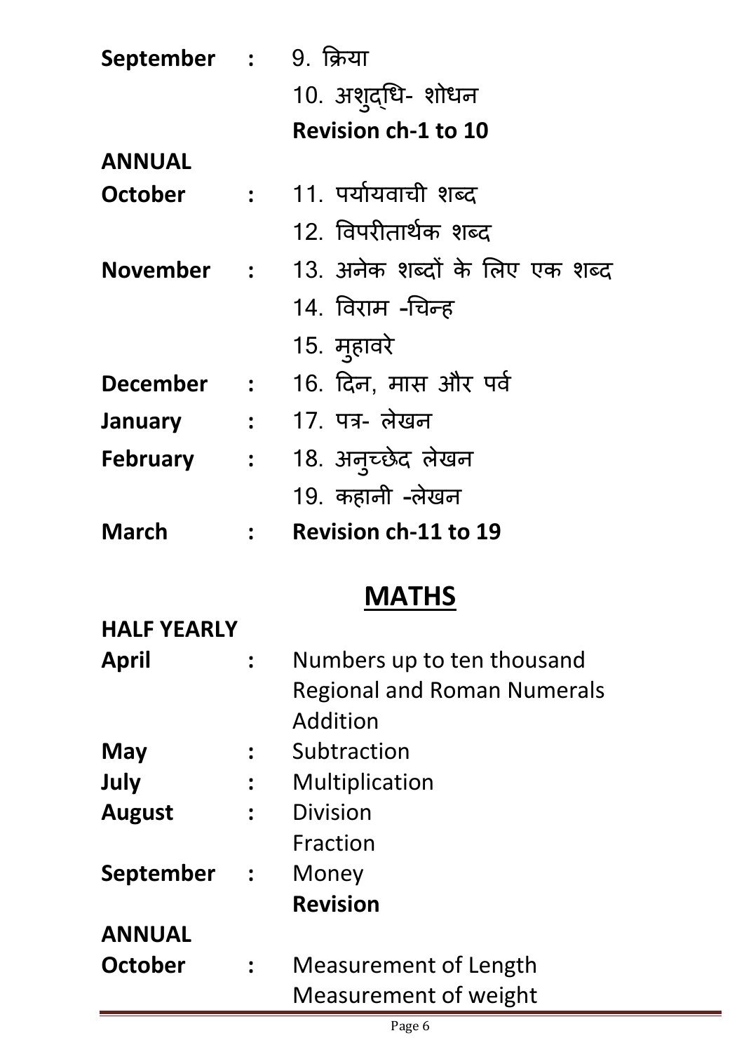| | | |
|---|---|---|
| **September** | **:** | 9. क्रिया |
| | | 10. अशुद्धि- शोधन |
| | | **Revision ch-1 to 10** |
| **ANNUAL** | | |
| **October** | **:** | 11. पर्यायवाची शब्द |
| | | 12. विपरीतार्थक शब्द |
| **November** | **:** | 13. अनेक शब्दों के लिए एक शब्द |
| | | 14. विराम -चिन्ह |
| | | 15. मुहावरे |
| **December** | **:** | 16. दिन, मास और पर्व |
| **January** | **:** | 17. पत्र- लेखन |
| **February** | **:** | 18. अनुच्छेद लेखन |
| | | 19. कहानी -लेखन |
| **March** | **:** | **Revision ch-11 to 19** |

## MATHS

| | | |
|---|---|---|
| **HALF YEARLY** | | |
| **April** | **:** | Numbers up to ten thousand |
| | | Regional and Roman Numerals |
| | | Addition |
| **May** | **:** | Subtraction |
| **July** | **:** | Multiplication |
| **August** | **:** | Division |
| | | Fraction |
| **September** | **:** | Money |
| | | **Revision** |
| **ANNUAL** | | |
| **October** | **:** | Measurement of Length |
| | | Measurement of weight |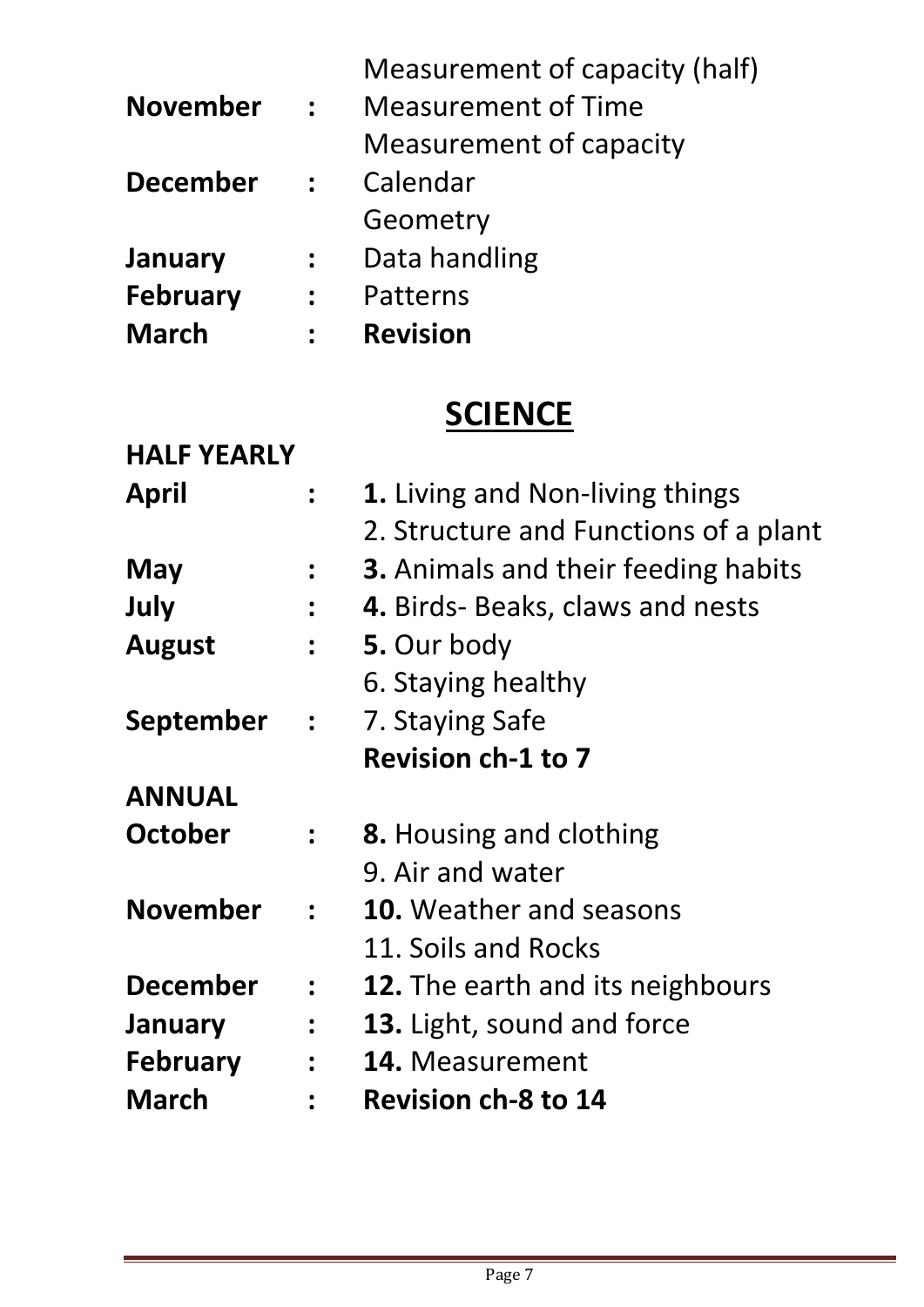| | | |
|---|---|---|
| | | Measurement of capacity (half) |
| **November** | **:** | Measurement of Time |
| | | Measurement of capacity |
| **December** | **:** | Calendar |
| | | Geometry |
| **January** | **:** | Data handling |
| **February** | **:** | Patterns |
| **March** | **:** | **Revision** |

# SCIENCE

**HALF YEARLY**

| | | |
|---|---|---|
| **April** | **:** | **1.** Living and Non-living things |
| | | 2. Structure and Functions of a plant |
| **May** | **:** | **3.** Animals and their feeding habits |
| **July** | **:** | **4.** Birds- Beaks, claws and nests |
| **August** | **:** | **5.** Our body |
| | | 6. Staying healthy |
| **September** | **:** | 7. Staying Safe |
| | | **Revision ch-1 to 7** |

**ANNUAL**

| | | |
|---|---|---|
| **October** | **:** | **8.** Housing and clothing |
| | | 9. Air and water |
| **November** | **:** | **10.** Weather and seasons |
| | | 11. Soils and Rocks |
| **December** | **:** | **12.** The earth and its neighbours |
| **January** | **:** | **13.** Light, sound and force |
| **February** | **:** | **14.** Measurement |
| **March** | **:** | **Revision ch-8 to 14** |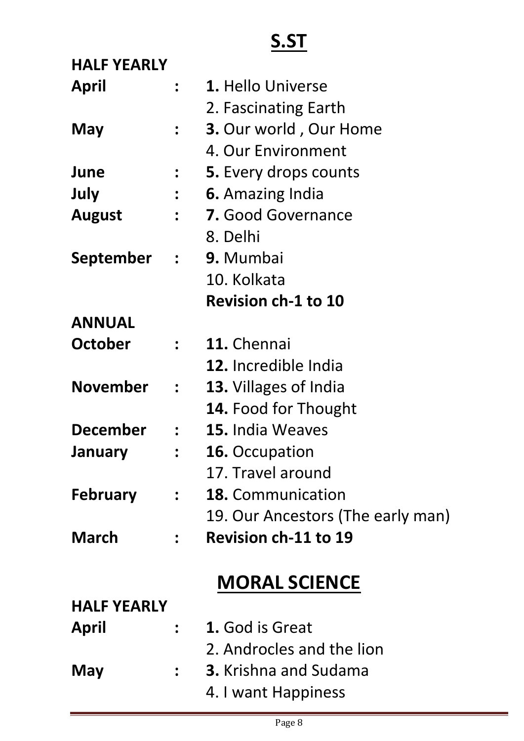## S.ST

**HALF YEARLY**

| | | |
|---|---|---|
| **April** | **:** | **1.** Hello Universe |
| | | 2. Fascinating Earth |
| **May** | **:** | **3.** Our world , Our Home |
| | | 4. Our Environment |
| **June** | **:** | **5.** Every drops counts |
| **July** | **:** | **6.** Amazing India |
| **August** | **:** | **7.** Good Governance |
| | | 8. Delhi |
| **September** | **:** | **9.** Mumbai |
| | | 10. Kolkata |
| | | **Revision ch-1 to 10** |

**ANNUAL**

| | | |
|---|---|---|
| **October** | **:** | **11.** Chennai |
| | | **12.** Incredible India |
| **November** | **:** | **13.** Villages of India |
| | | **14.** Food for Thought |
| **December** | **:** | **15.** India Weaves |
| **January** | **:** | **16.** Occupation |
| | | 17. Travel around |
| **February** | **:** | **18.** Communication |
| | | 19. Our Ancestors (The early man) |
| **March** | **:** | **Revision ch-11 to 19** |

## MORAL SCIENCE

**HALF YEARLY**

| | | |
|---|---|---|
| **April** | **:** | **1.** God is Great |
| | | 2. Androcles and the lion |
| **May** | **:** | **3.** Krishna and Sudama |
| | | 4. I want Happiness |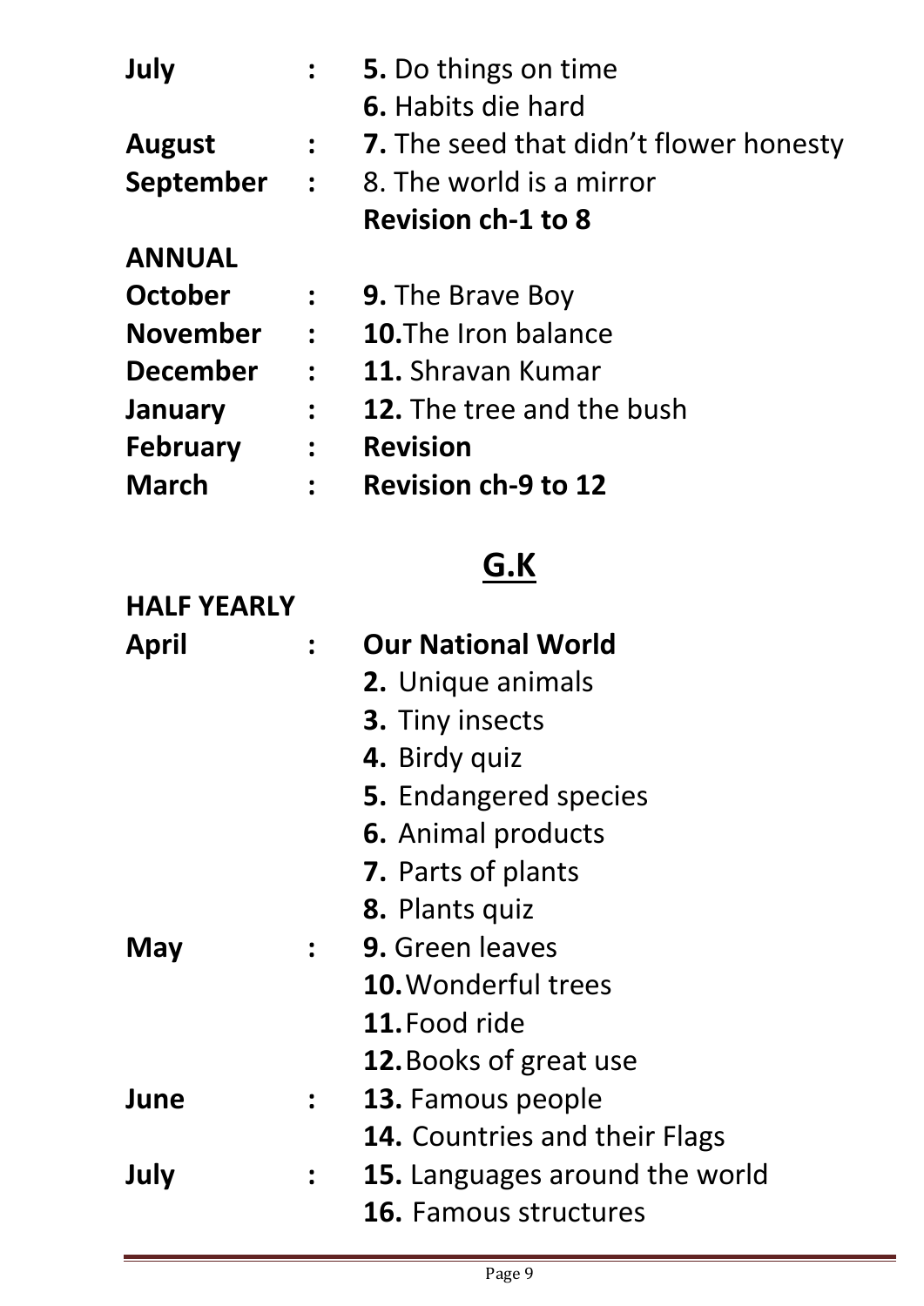**July** : **5.** Do things on time
**6.** Habits die hard

**August** : **7.** The seed that didn't flower honesty

**September** : 8. The world is a mirror
**Revision ch-1 to 8**

**ANNUAL**

**October** : **9.** The Brave Boy

**November** : **10.**The Iron balance

**December** : **11.** Shravan Kumar

**January** : **12.** The tree and the bush

**February** : **Revision**

**March** : **Revision ch-9 to 12**

## G.K

**HALF YEARLY**

**April** : **Our National World**
**2.** Unique animals
**3.** Tiny insects
**4.** Birdy quiz
**5.** Endangered species
**6.** Animal products
**7.** Parts of plants
**8.** Plants quiz

**May** : **9.** Green leaves
**10.**Wonderful trees
**11.**Food ride
**12.**Books of great use

**June** : **13.** Famous people
**14.** Countries and their Flags

**July** : **15.** Languages around the world
**16.** Famous structures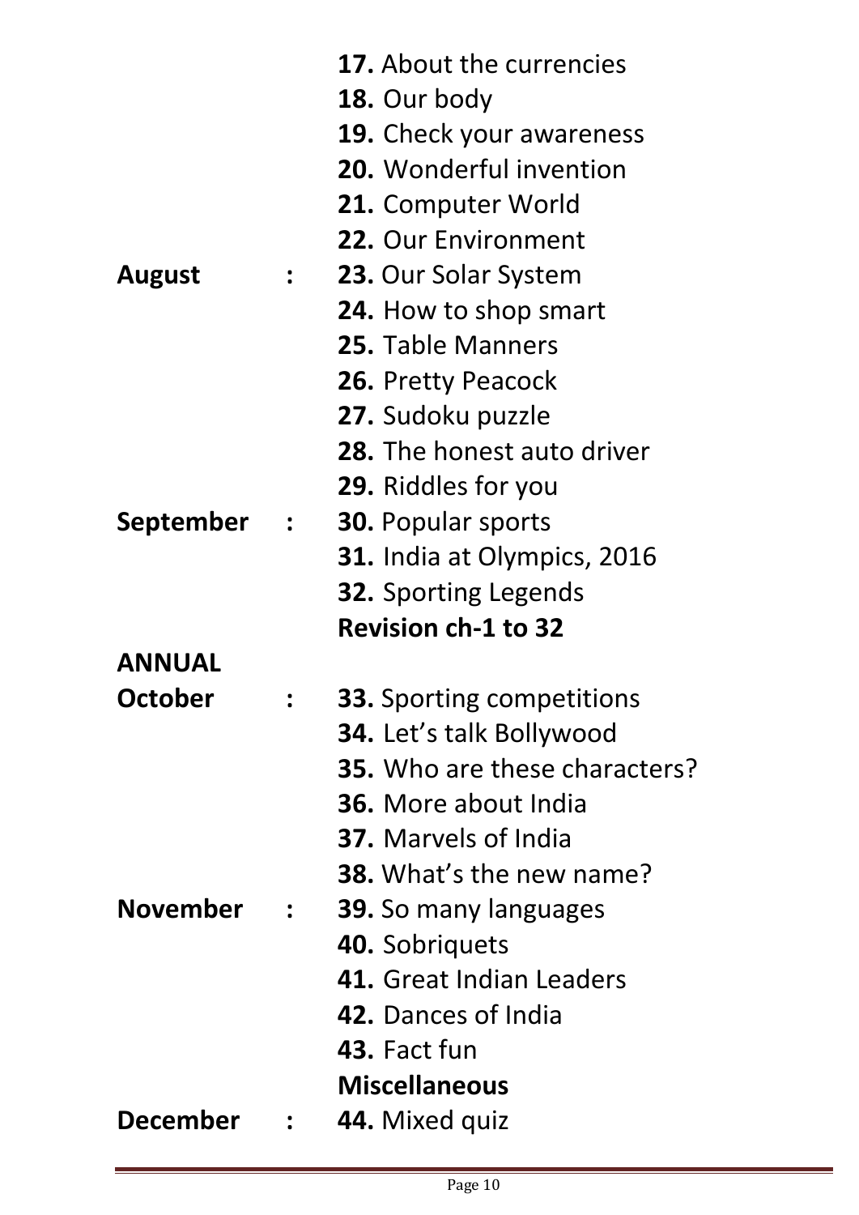| | | |
|---|---|---|
| | | **17.** About the currencies |
| | | **18.** Our body |
| | | **19.** Check your awareness |
| | | **20.** Wonderful invention |
| | | **21.** Computer World |
| | | **22.** Our Environment |
| **August** | : | **23.** Our Solar System |
| | | **24.** How to shop smart |
| | | **25.** Table Manners |
| | | **26.** Pretty Peacock |
| | | **27.** Sudoku puzzle |
| | | **28.** The honest auto driver |
| | | **29.** Riddles for you |
| **September** | : | **30.** Popular sports |
| | | **31.** India at Olympics, 2016 |
| | | **32.** Sporting Legends |
| | | **Revision ch-1 to 32** |
| **ANNUAL** | | |
| **October** | : | **33.** Sporting competitions |
| | | **34.** Let's talk Bollywood |
| | | **35.** Who are these characters? |
| | | **36.** More about India |
| | | **37.** Marvels of India |
| | | **38.** What's the new name? |
| **November** | : | **39.** So many languages |
| | | **40.** Sobriquets |
| | | **41.** Great Indian Leaders |
| | | **42.** Dances of India |
| | | **43.** Fact fun |
| | | **Miscellaneous** |
| **December** | : | **44.** Mixed quiz |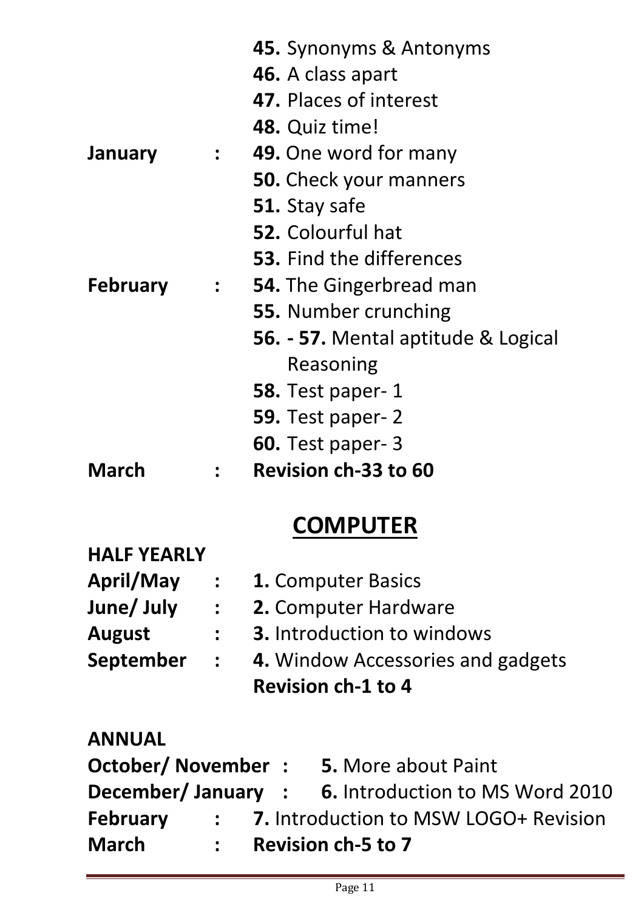**45.** Synonyms & Antonyms
**46.** A class apart
**47.** Places of interest
**48.** Quiz time!

**January :** **49.** One word for many
**50.** Check your manners
**51.** Stay safe
**52.** Colourful hat
**53.** Find the differences

**February :** **54.** The Gingerbread man
**55.** Number crunching
**56. - 57.** Mental aptitude & Logical Reasoning
**58.** Test paper- 1
**59.** Test paper- 2
**60.** Test paper- 3

**March :** **Revision ch-33 to 60**

## COMPUTER

**HALF YEARLY**

**April/May :** **1.** Computer Basics
**June/ July :** **2.** Computer Hardware
**August :** **3.** Introduction to windows
**September :** **4.** Window Accessories and gadgets
**Revision ch-1 to 4**

**ANNUAL**

**October/ November :** **5.** More about Paint
**December/ January :** **6.** Introduction to MS Word 2010
**February :** **7.** Introduction to MSW LOGO+ Revision
**March :** **Revision ch-5 to 7**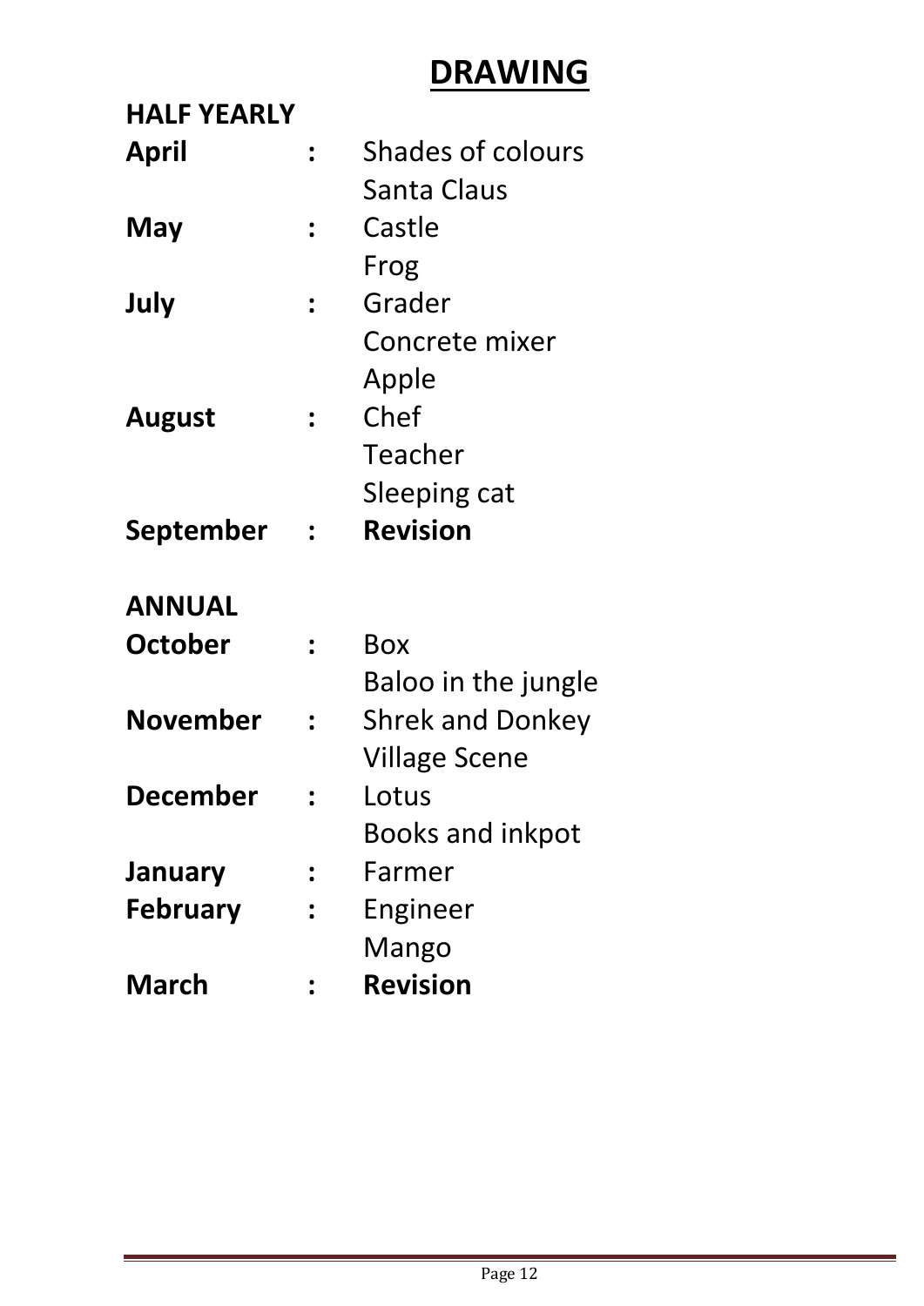# DRAWING

**HALF YEARLY**

| | | |
|---|---|---|
| **April** | **:** | Shades of colours<br>Santa Claus |
| **May** | **:** | Castle<br>Frog |
| **July** | **:** | Grader<br>Concrete mixer<br>Apple |
| **August** | **:** | Chef<br>Teacher<br>Sleeping cat |
| **September** | **:** | **Revision** |

**ANNUAL**

| | | |
|---|---|---|
| **October** | **:** | Box<br>Baloo in the jungle |
| **November** | **:** | Shrek and Donkey<br>Village Scene |
| **December** | **:** | Lotus<br>Books and inkpot |
| **January** | **:** | Farmer |
| **February** | **:** | Engineer<br>Mango |
| **March** | **:** | **Revision** |